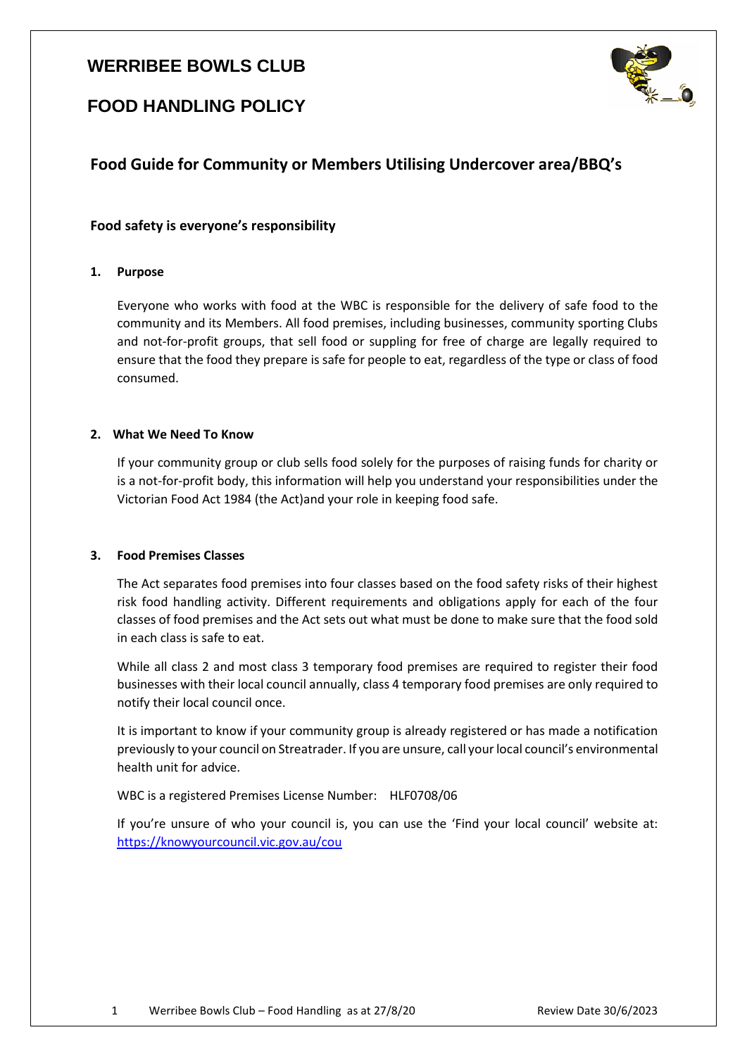# WERRIBEE BOWLS CLUB

# FOOD HANDLING POLICY

## Food Guide for Community or Members Utilising Undercover area/BBQ's

### Food safety is everyone's responsibility

**1. Purpose**

Everyone who works with food at the WBC is responsible for the delivery of safe food to the community and its Members. All food premises, including businesses, community sporting Clubs and not-for-profit groups, that sell food or suppling for free of charge are legally required to ensure that the food they prepare is safe for people to eat, regardless of the type or class of food consumed.

**2. What We Need To Know**

If your community group or club sells food solely for the purposes of raising funds for charity or is a not-for-profit body, this information will help you understand your responsibilities under the Victorian Food Act 1984 (the Act)and your role in keeping food safe.

**3. Food Premises Classes**

The Act separates food premises into four classes based on the food safety risks of their highest risk food handling activity. Different requirements and obligations apply for each of the four classes of food premises and the Act sets out what must be done to make sure that the food sold in each class is safe to eat.

While all class 2 and most class 3 temporary food premises are required to register their food businesses with their local council annually, class 4 temporary food premises are only required to notify their local council once.

It is important to know if your community group is already registered or has made a notification previously to your council on Streatrader. If you are unsure, call your local council's environmental health unit for advice.

WBC is a registered Premises License Number: HLF0708/06

If you're unsure of who your council is, you can use the 'Find your local council' website at: https://knowyourcouncil.vic.gov.au/cou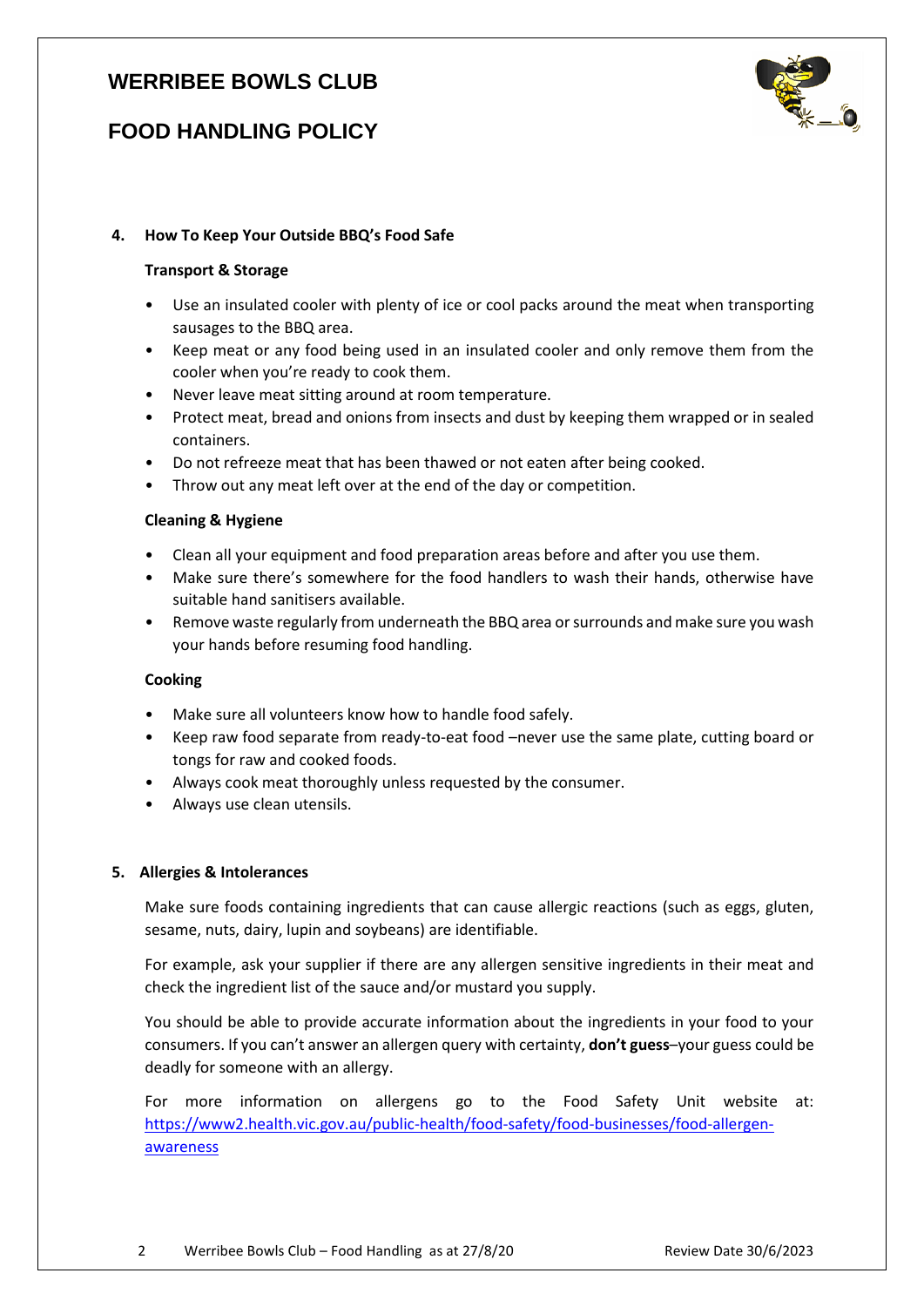# WERRIBEE BOWLS CLUB

## FOOD HANDLING POLICY

### 4. How To Keep Your Outside BBQ's Food Safe

**Transport & Storage**

- Use an insulated cooler with plenty of ice or cool packs around the meat when transporting sausages to the BBQ area.
- Keep meat or any food being used in an insulated cooler and only remove them from the cooler when you're ready to cook them.
- Never leave meat sitting around at room temperature.
- Protect meat, bread and onions from insects and dust by keeping them wrapped or in sealed containers.
- Do not refreeze meat that has been thawed or not eaten after being cooked.
- Throw out any meat left over at the end of the day or competition.

**Cleaning & Hygiene**

- Clean all your equipment and food preparation areas before and after you use them.
- Make sure there's somewhere for the food handlers to wash their hands, otherwise have suitable hand sanitisers available.
- Remove waste regularly from underneath the BBQ area or surrounds and make sure you wash your hands before resuming food handling.

**Cooking**

- Make sure all volunteers know how to handle food safely.
- Keep raw food separate from ready-to-eat food –never use the same plate, cutting board or tongs for raw and cooked foods.
- Always cook meat thoroughly unless requested by the consumer.
- Always use clean utensils.

### 5. Allergies & Intolerances

Make sure foods containing ingredients that can cause allergic reactions (such as eggs, gluten, sesame, nuts, dairy, lupin and soybeans) are identifiable.

For example, ask your supplier if there are any allergen sensitive ingredients in their meat and check the ingredient list of the sauce and/or mustard you supply.

You should be able to provide accurate information about the ingredients in your food to your consumers. If you can't answer an allergen query with certainty, **don't guess**–your guess could be deadly for someone with an allergy.

For more information on allergens go to the Food Safety Unit website at: [https://www2.health.vic.gov.au/public-health/food-safety/food-businesses/food-allergen-awareness](https://www2.health.vic.gov.au/public-health/food-safety/food-businesses/food-allergen-awareness)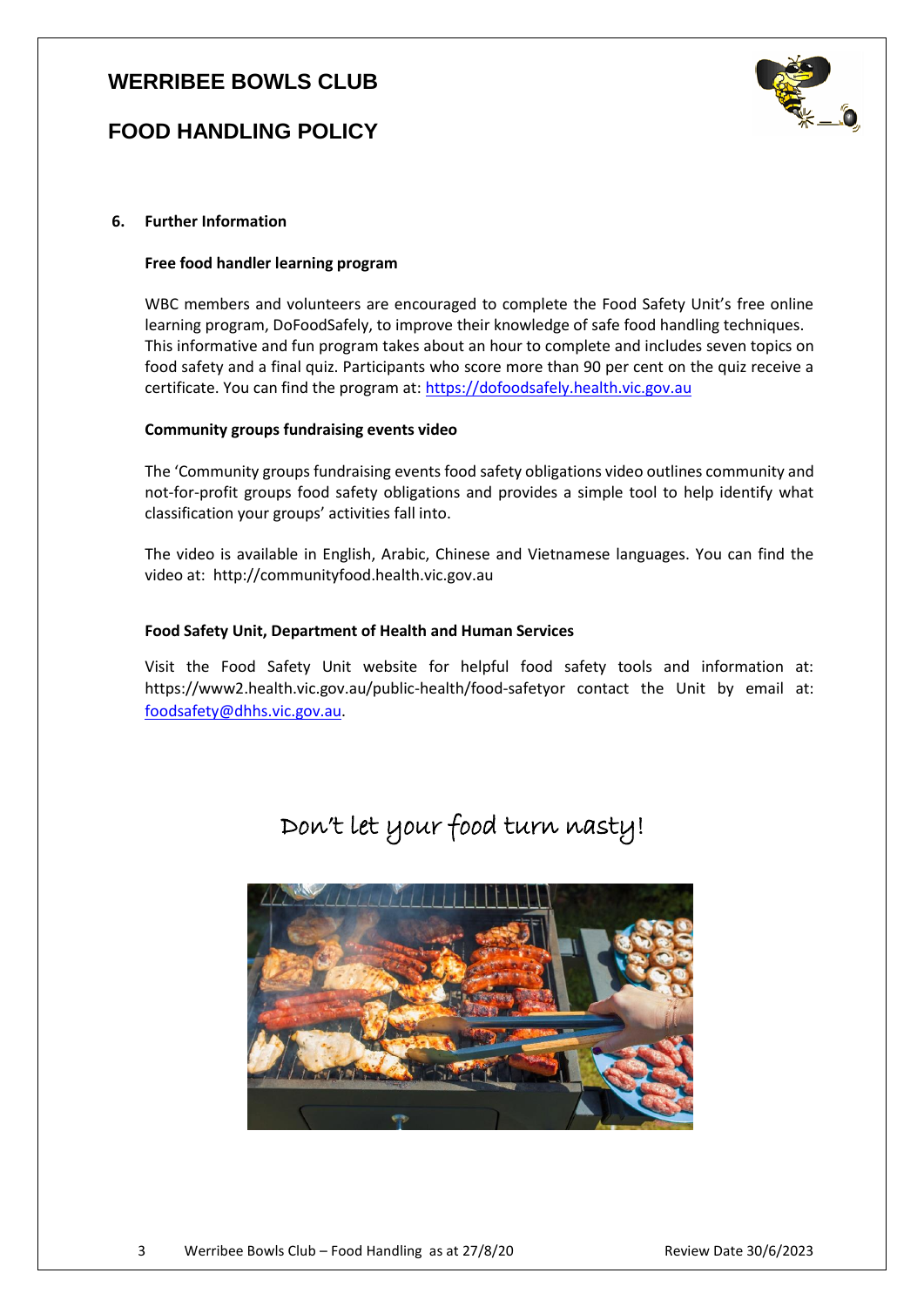# WERRIBEE BOWLS CLUB

## FOOD HANDLING POLICY

### 6. Further Information

**Free food handler learning program**

WBC members and volunteers are encouraged to complete the Food Safety Unit's free online learning program, DoFoodSafely, to improve their knowledge of safe food handling techniques. This informative and fun program takes about an hour to complete and includes seven topics on food safety and a final quiz. Participants who score more than 90 per cent on the quiz receive a certificate. You can find the program at: https://dofoodsafely.health.vic.gov.au

**Community groups fundraising events video**

The 'Community groups fundraising events food safety obligations video outlines community and not-for-profit groups food safety obligations and provides a simple tool to help identify what classification your groups' activities fall into.

The video is available in English, Arabic, Chinese and Vietnamese languages. You can find the video at: http://communityfood.health.vic.gov.au

**Food Safety Unit, Department of Health and Human Services**

Visit the Food Safety Unit website for helpful food safety tools and information at: https://www2.health.vic.gov.au/public-health/food-safetyor contact the Unit by email at: foodsafety@dhhs.vic.gov.au.

Don't let your food turn nasty!